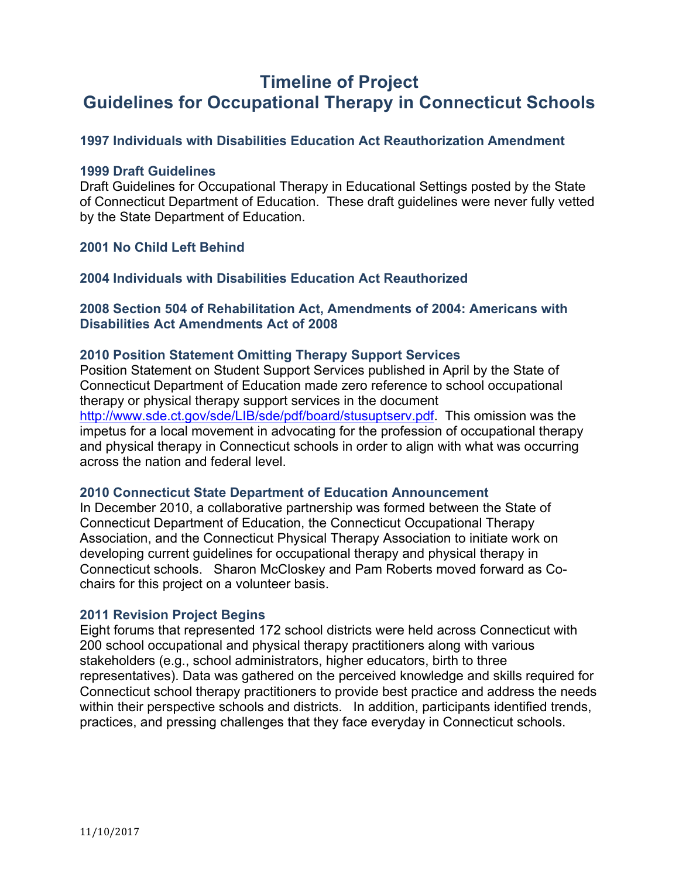# Timeline of Project
# Guidelines for Occupational Therapy in Connecticut Schools

### 1997 Individuals with Disabilities Education Act Reauthorization Amendment

### 1999 Draft Guidelines

Draft Guidelines for Occupational Therapy in Educational Settings posted by the State of Connecticut Department of Education. These draft guidelines were never fully vetted by the State Department of Education.

### 2001 No Child Left Behind

### 2004 Individuals with Disabilities Education Act Reauthorized

### 2008 Section 504 of Rehabilitation Act, Amendments of 2004: Americans with Disabilities Act Amendments Act of 2008

### 2010 Position Statement Omitting Therapy Support Services

Position Statement on Student Support Services published in April by the State of Connecticut Department of Education made zero reference to school occupational therapy or physical therapy support services in the document http://www.sde.ct.gov/sde/LIB/sde/pdf/board/stusuptserv.pdf. This omission was the impetus for a local movement in advocating for the profession of occupational therapy and physical therapy in Connecticut schools in order to align with what was occurring across the nation and federal level.

### 2010 Connecticut State Department of Education Announcement

In December 2010, a collaborative partnership was formed between the State of Connecticut Department of Education, the Connecticut Occupational Therapy Association, and the Connecticut Physical Therapy Association to initiate work on developing current guidelines for occupational therapy and physical therapy in Connecticut schools. Sharon McCloskey and Pam Roberts moved forward as Co-chairs for this project on a volunteer basis.

### 2011 Revision Project Begins

Eight forums that represented 172 school districts were held across Connecticut with 200 school occupational and physical therapy practitioners along with various stakeholders (e.g., school administrators, higher educators, birth to three representatives). Data was gathered on the perceived knowledge and skills required for Connecticut school therapy practitioners to provide best practice and address the needs within their perspective schools and districts. In addition, participants identified trends, practices, and pressing challenges that they face everyday in Connecticut schools.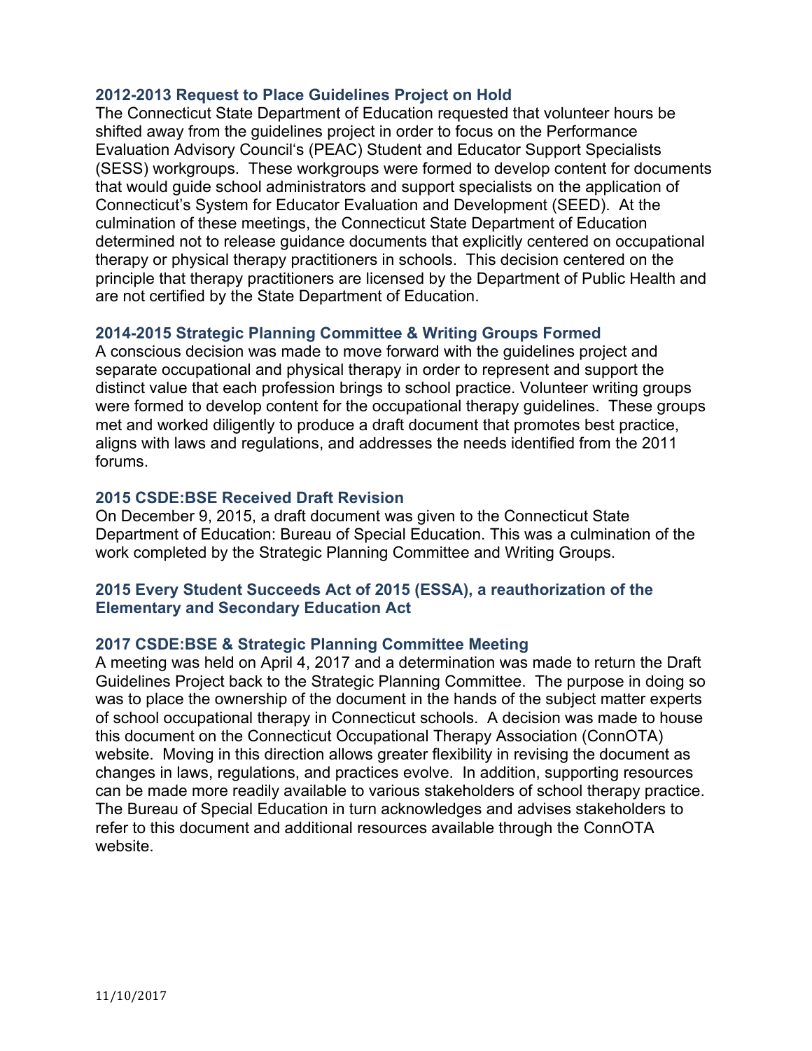### 2012-2013 Request to Place Guidelines Project on Hold

The Connecticut State Department of Education requested that volunteer hours be shifted away from the guidelines project in order to focus on the Performance Evaluation Advisory Council's (PEAC) Student and Educator Support Specialists (SESS) workgroups. These workgroups were formed to develop content for documents that would guide school administrators and support specialists on the application of Connecticut's System for Educator Evaluation and Development (SEED). At the culmination of these meetings, the Connecticut State Department of Education determined not to release guidance documents that explicitly centered on occupational therapy or physical therapy practitioners in schools. This decision centered on the principle that therapy practitioners are licensed by the Department of Public Health and are not certified by the State Department of Education.

### 2014-2015 Strategic Planning Committee & Writing Groups Formed

A conscious decision was made to move forward with the guidelines project and separate occupational and physical therapy in order to represent and support the distinct value that each profession brings to school practice. Volunteer writing groups were formed to develop content for the occupational therapy guidelines. These groups met and worked diligently to produce a draft document that promotes best practice, aligns with laws and regulations, and addresses the needs identified from the 2011 forums.

### 2015 CSDE:BSE Received Draft Revision

On December 9, 2015, a draft document was given to the Connecticut State Department of Education: Bureau of Special Education. This was a culmination of the work completed by the Strategic Planning Committee and Writing Groups.

### 2015 Every Student Succeeds Act of 2015 (ESSA), a reauthorization of the Elementary and Secondary Education Act

### 2017 CSDE:BSE & Strategic Planning Committee Meeting

A meeting was held on April 4, 2017 and a determination was made to return the Draft Guidelines Project back to the Strategic Planning Committee. The purpose in doing so was to place the ownership of the document in the hands of the subject matter experts of school occupational therapy in Connecticut schools. A decision was made to house this document on the Connecticut Occupational Therapy Association (ConnOTA) website. Moving in this direction allows greater flexibility in revising the document as changes in laws, regulations, and practices evolve. In addition, supporting resources can be made more readily available to various stakeholders of school therapy practice. The Bureau of Special Education in turn acknowledges and advises stakeholders to refer to this document and additional resources available through the ConnOTA website.